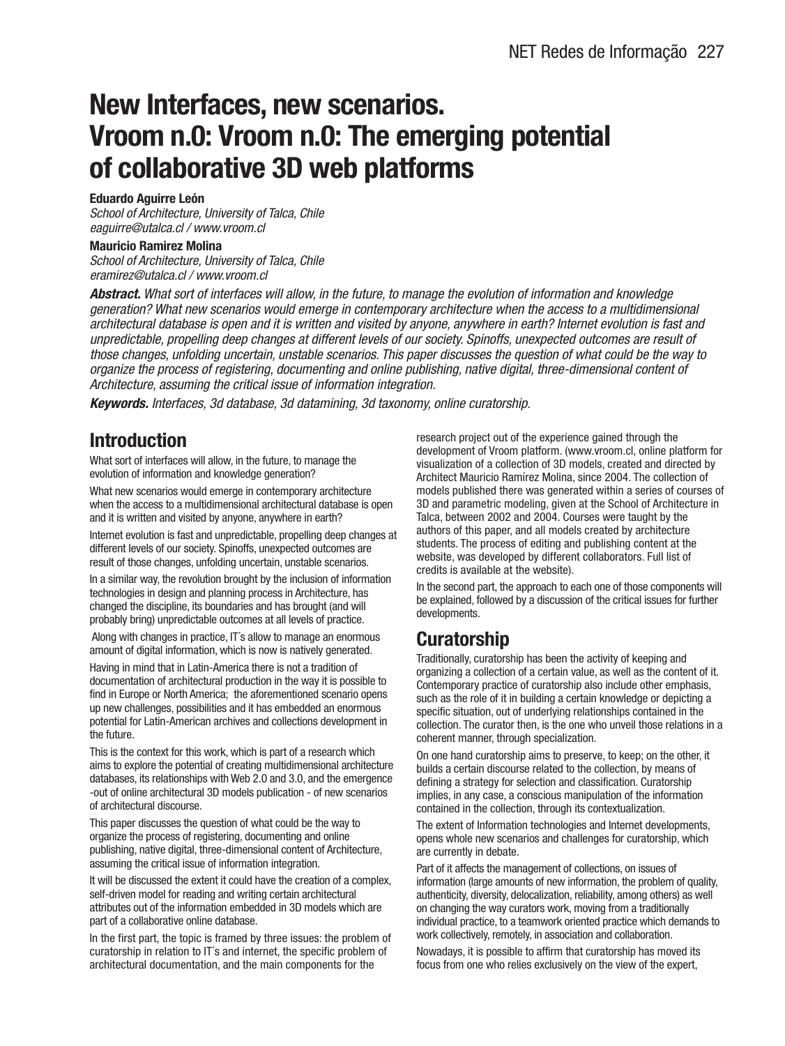# New Interfaces, new scenarios. Vroom n.0: Vroom n.0: The emerging potential of collaborative 3D web platforms

**Eduardo Aguirre León**
*School of Architecture, University of Talca, Chile*
*eaguirre@utalca.cl / www.vroom.cl*

**Mauricio Ramirez Molina**
*School of Architecture, University of Talca, Chile*
*eramirez@utalca.cl / www.vroom.cl*

***Abstract.*** *What sort of interfaces will allow, in the future, to manage the evolution of information and knowledge generation? What new scenarios would emerge in contemporary architecture when the access to a multidimensional architectural database is open and it is written and visited by anyone, anywhere in earth? Internet evolution is fast and unpredictable, propelling deep changes at different levels of our society. Spinoffs, unexpected outcomes are result of those changes, unfolding uncertain, unstable scenarios. This paper discusses the question of what could be the way to organize the process of registering, documenting and online publishing, native digital, three-dimensional content of Architecture, assuming the critical issue of information integration.*

***Keywords.*** *Interfaces, 3d database, 3d datamining, 3d taxonomy, online curatorship.*

## Introduction

What sort of interfaces will allow, in the future, to manage the evolution of information and knowledge generation?

What new scenarios would emerge in contemporary architecture when the access to a multidimensional architectural database is open and it is written and visited by anyone, anywhere in earth?

Internet evolution is fast and unpredictable, propelling deep changes at different levels of our society. Spinoffs, unexpected outcomes are result of those changes, unfolding uncertain, unstable scenarios.

In a similar way, the revolution brought by the inclusion of information technologies in design and planning process in Architecture, has changed the discipline, its boundaries and has brought (and will probably bring) unpredictable outcomes at all levels of practice.

Along with changes in practice, IT´s allow to manage an enormous amount of digital information, which is now is natively generated.

Having in mind that in Latin-America there is not a tradition of documentation of architectural production in the way it is possible to find in Europe or North America; the aforementioned scenario opens up new challenges, possibilities and it has embedded an enormous potential for Latin-American archives and collections development in the future.

This is the context for this work, which is part of a research which aims to explore the potential of creating multidimensional architecture databases, its relationships with Web 2.0 and 3.0, and the emergence -out of online architectural 3D models publication - of new scenarios of architectural discourse.

This paper discusses the question of what could be the way to organize the process of registering, documenting and online publishing, native digital, three-dimensional content of Architecture, assuming the critical issue of information integration.

It will be discussed the extent it could have the creation of a complex, self-driven model for reading and writing certain architectural attributes out of the information embedded in 3D models which are part of a collaborative online database.

In the first part, the topic is framed by three issues: the problem of curatorship in relation to IT´s and internet, the specific problem of architectural documentation, and the main components for the research project out of the experience gained through the development of Vroom platform. (www.vroom.cl, online platform for visualization of a collection of 3D models, created and directed by Architect Mauricio Ramírez Molina, since 2004. The collection of models published there was generated within a series of courses of 3D and parametric modeling, given at the School of Architecture in Talca, between 2002 and 2004. Courses were taught by the authors of this paper, and all models created by architecture students. The process of editing and publishing content at the website, was developed by different collaborators. Full list of credits is available at the website).

In the second part, the approach to each one of those components will be explained, followed by a discussion of the critical issues for further developments.

## Curatorship

Traditionally, curatorship has been the activity of keeping and organizing a collection of a certain value, as well as the content of it. Contemporary practice of curatorship also include other emphasis, such as the role of it in building a certain knowledge or depicting a specific situation, out of underlying relationships contained in the collection. The curator then, is the one who unveil those relations in a coherent manner, through specialization.

On one hand curatorship aims to preserve, to keep; on the other, it builds a certain discourse related to the collection, by means of defining a strategy for selection and classification. Curatorship implies, in any case, a conscious manipulation of the information contained in the collection, through its contextualization.

The extent of Information technologies and Internet developments, opens whole new scenarios and challenges for curatorship, which are currently in debate.

Part of it affects the management of collections, on issues of information (large amounts of new information, the problem of quality, authenticity, diversity, delocalization, reliability, among others) as well on changing the way curators work, moving from a traditionally individual practice, to a teamwork oriented practice which demands to work collectively, remotely, in association and collaboration.

Nowadays, it is possible to affirm that curatorship has moved its focus from one who relies exclusively on the view of the expert,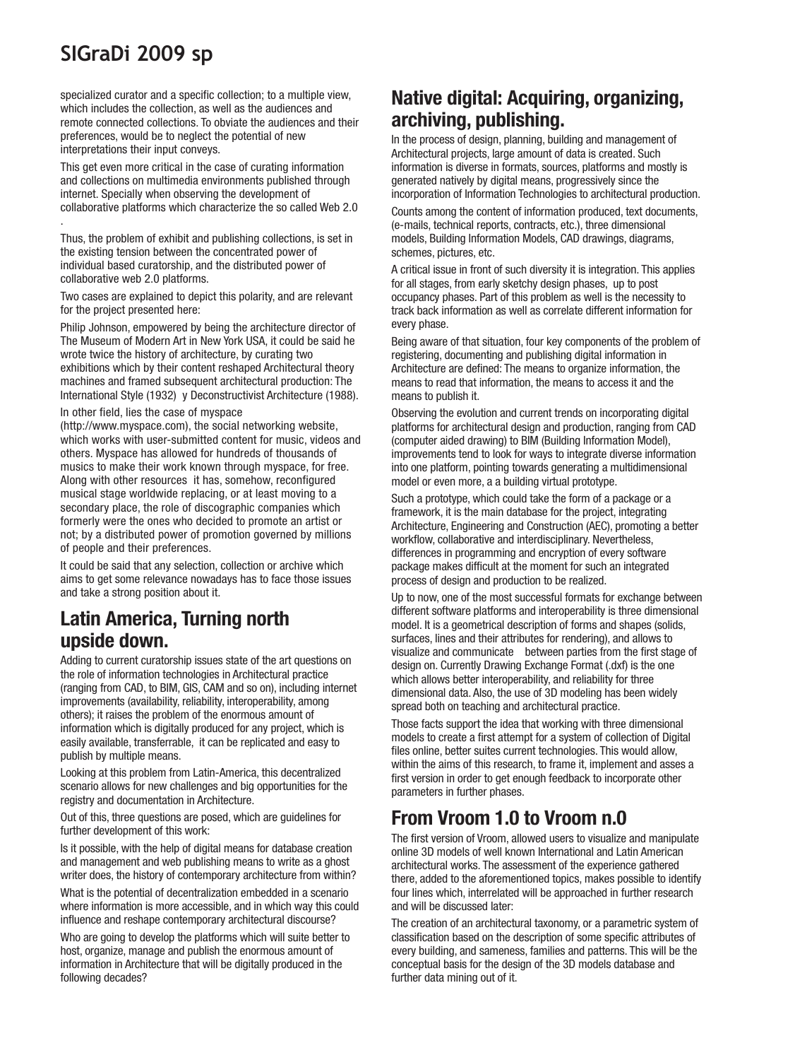specialized curator and a specific collection; to a multiple view, which includes the collection, as well as the audiences and remote connected collections. To obviate the audiences and their preferences, would be to neglect the potential of new interpretations their input conveys.

This get even more critical in the case of curating information and collections on multimedia environments published through internet. Specially when observing the development of collaborative platforms which characterize the so called Web 2.0 .

Thus, the problem of exhibit and publishing collections, is set in the existing tension between the concentrated power of individual based curatorship, and the distributed power of collaborative web 2.0 platforms.

Two cases are explained to depict this polarity, and are relevant for the project presented here:

Philip Johnson, empowered by being the architecture director of The Museum of Modern Art in New York USA, it could be said he wrote twice the history of architecture, by curating two exhibitions which by their content reshaped Architectural theory machines and framed subsequent architectural production: The International Style (1932) y Deconstructivist Architecture (1988).

In other field, lies the case of myspace (http://www.myspace.com), the social networking website, which works with user-submitted content for music, videos and others. Myspace has allowed for hundreds of thousands of musics to make their work known through myspace, for free. Along with other resources it has, somehow, reconfigured musical stage worldwide replacing, or at least moving to a secondary place, the role of discographic companies which formerly were the ones who decided to promote an artist or not; by a distributed power of promotion governed by millions of people and their preferences.

It could be said that any selection, collection or archive which aims to get some relevance nowadays has to face those issues and take a strong position about it.

## Latin America, Turning north upside down.

Adding to current curatorship issues state of the art questions on the role of information technologies in Architectural practice (ranging from CAD, to BIM, GIS, CAM and so on), including internet improvements (availability, reliability, interoperability, among others); it raises the problem of the enormous amount of information which is digitally produced for any project, which is easily available, transferrable, it can be replicated and easy to publish by multiple means.

Looking at this problem from Latin-America, this decentralized scenario allows for new challenges and big opportunities for the registry and documentation in Architecture.

Out of this, three questions are posed, which are guidelines for further development of this work:

Is it possible, with the help of digital means for database creation and management and web publishing means to write as a ghost writer does, the history of contemporary architecture from within?

What is the potential of decentralization embedded in a scenario where information is more accessible, and in which way this could influence and reshape contemporary architectural discourse?

Who are going to develop the platforms which will suite better to host, organize, manage and publish the enormous amount of information in Architecture that will be digitally produced in the following decades?

## Native digital: Acquiring, organizing, archiving, publishing.

In the process of design, planning, building and management of Architectural projects, large amount of data is created. Such information is diverse in formats, sources, platforms and mostly is generated natively by digital means, progressively since the incorporation of Information Technologies to architectural production.

Counts among the content of information produced, text documents, (e-mails, technical reports, contracts, etc.), three dimensional models, Building Information Models, CAD drawings, diagrams, schemes, pictures, etc.

A critical issue in front of such diversity it is integration. This applies for all stages, from early sketchy design phases, up to post occupancy phases. Part of this problem as well is the necessity to track back information as well as correlate different information for every phase.

Being aware of that situation, four key components of the problem of registering, documenting and publishing digital information in Architecture are defined: The means to organize information, the means to read that information, the means to access it and the means to publish it.

Observing the evolution and current trends on incorporating digital platforms for architectural design and production, ranging from CAD (computer aided drawing) to BIM (Building Information Model), improvements tend to look for ways to integrate diverse information into one platform, pointing towards generating a multidimensional model or even more, a a building virtual prototype.

Such a prototype, which could take the form of a package or a framework, it is the main database for the project, integrating Architecture, Engineering and Construction (AEC), promoting a better workflow, collaborative and interdisciplinary. Nevertheless, differences in programming and encryption of every software package makes difficult at the moment for such an integrated process of design and production to be realized.

Up to now, one of the most successful formats for exchange between different software platforms and interoperability is three dimensional model. It is a geometrical description of forms and shapes (solids, surfaces, lines and their attributes for rendering), and allows to visualize and communicate between parties from the first stage of design on. Currently Drawing Exchange Format (.dxf) is the one which allows better interoperability, and reliability for three dimensional data. Also, the use of 3D modeling has been widely spread both on teaching and architectural practice.

Those facts support the idea that working with three dimensional models to create a first attempt for a system of collection of Digital files online, better suites current technologies. This would allow, within the aims of this research, to frame it, implement and asses a first version in order to get enough feedback to incorporate other parameters in further phases.

## From Vroom 1.0 to Vroom n.0

The first version of Vroom, allowed users to visualize and manipulate online 3D models of well known International and Latin American architectural works. The assessment of the experience gathered there, added to the aforementioned topics, makes possible to identify four lines which, interrelated will be approached in further research and will be discussed later:

The creation of an architectural taxonomy, or a parametric system of classification based on the description of some specific attributes of every building, and sameness, families and patterns. This will be the conceptual basis for the design of the 3D models database and further data mining out of it.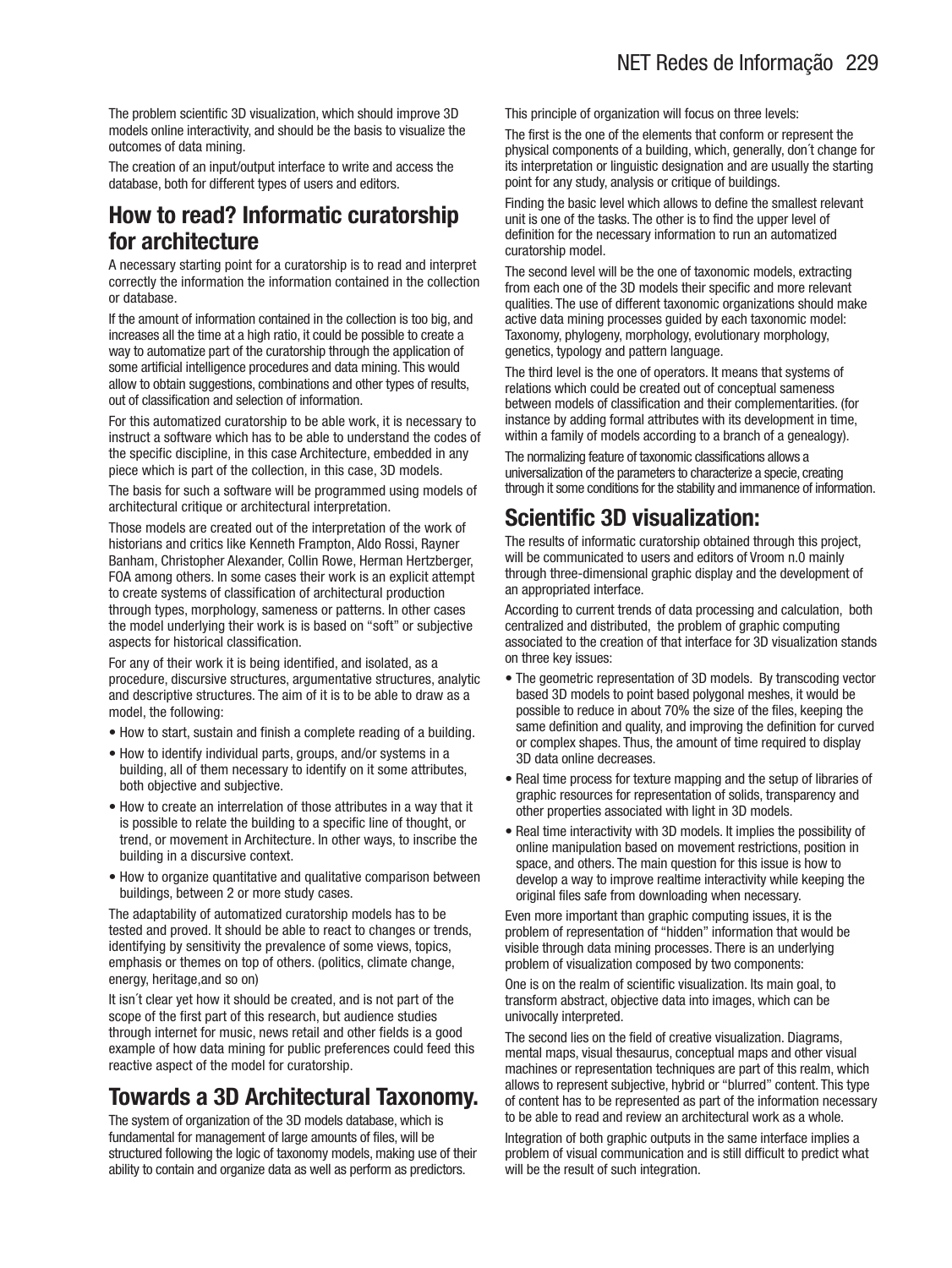The problem scientific 3D visualization, which should improve 3D models online interactivity, and should be the basis to visualize the outcomes of data mining.

The creation of an input/output interface to write and access the database, both for different types of users and editors.

## How to read? Informatic curatorship for architecture

A necessary starting point for a curatorship is to read and interpret correctly the information the information contained in the collection or database.

If the amount of information contained in the collection is too big, and increases all the time at a high ratio, it could be possible to create a way to automatize part of the curatorship through the application of some artificial intelligence procedures and data mining. This would allow to obtain suggestions, combinations and other types of results, out of classification and selection of information.

For this automatized curatorship to be able work, it is necessary to instruct a software which has to be able to understand the codes of the specific discipline, in this case Architecture, embedded in any piece which is part of the collection, in this case, 3D models.

The basis for such a software will be programmed using models of architectural critique or architectural interpretation.

Those models are created out of the interpretation of the work of historians and critics like Kenneth Frampton, Aldo Rossi, Rayner Banham, Christopher Alexander, Collin Rowe, Herman Hertzberger, FOA among others. In some cases their work is an explicit attempt to create systems of classification of architectural production through types, morphology, sameness or patterns. In other cases the model underlying their work is is based on "soft" or subjective aspects for historical classification.

For any of their work it is being identified, and isolated, as a procedure, discursive structures, argumentative structures, analytic and descriptive structures. The aim of it is to be able to draw as a model, the following:

- How to start, sustain and finish a complete reading of a building.
- How to identify individual parts, groups, and/or systems in a building, all of them necessary to identify on it some attributes, both objective and subjective.
- How to create an interrelation of those attributes in a way that it is possible to relate the building to a specific line of thought, or trend, or movement in Architecture. In other ways, to inscribe the building in a discursive context.
- How to organize quantitative and qualitative comparison between buildings, between 2 or more study cases.

The adaptability of automatized curatorship models has to be tested and proved. It should be able to react to changes or trends, identifying by sensitivity the prevalence of some views, topics, emphasis or themes on top of others. (politics, climate change, energy, heritage,and so on)

It isn´t clear yet how it should be created, and is not part of the scope of the first part of this research, but audience studies through internet for music, news retail and other fields is a good example of how data mining for public preferences could feed this reactive aspect of the model for curatorship.

## Towards a 3D Architectural Taxonomy.

The system of organization of the 3D models database, which is fundamental for management of large amounts of files, will be structured following the logic of taxonomy models, making use of their ability to contain and organize data as well as perform as predictors.

This principle of organization will focus on three levels:

The first is the one of the elements that conform or represent the physical components of a building, which, generally, don´t change for its interpretation or linguistic designation and are usually the starting point for any study, analysis or critique of buildings.

Finding the basic level which allows to define the smallest relevant unit is one of the tasks. The other is to find the upper level of definition for the necessary information to run an automatized curatorship model.

The second level will be the one of taxonomic models, extracting from each one of the 3D models their specific and more relevant qualities. The use of different taxonomic organizations should make active data mining processes guided by each taxonomic model: Taxonomy, phylogeny, morphology, evolutionary morphology, genetics, typology and pattern language.

The third level is the one of operators. It means that systems of relations which could be created out of conceptual sameness between models of classification and their complementarities. (for instance by adding formal attributes with its development in time, within a family of models according to a branch of a genealogy).

The normalizing feature of taxonomic classifications allows a universalization of the parameters to characterize a specie, creating through it some conditions for the stability and immanence of information.

## Scientific 3D visualization:

The results of informatic curatorship obtained through this project, will be communicated to users and editors of Vroom n.0 mainly through three-dimensional graphic display and the development of an appropriated interface.

According to current trends of data processing and calculation, both centralized and distributed, the problem of graphic computing associated to the creation of that interface for 3D visualization stands on three key issues:

- The geometric representation of 3D models. By transcoding vector based 3D models to point based polygonal meshes, it would be possible to reduce in about 70% the size of the files, keeping the same definition and quality, and improving the definition for curved or complex shapes. Thus, the amount of time required to display 3D data online decreases.
- Real time process for texture mapping and the setup of libraries of graphic resources for representation of solids, transparency and other properties associated with light in 3D models.
- Real time interactivity with 3D models. It implies the possibility of online manipulation based on movement restrictions, position in space, and others. The main question for this issue is how to develop a way to improve realtime interactivity while keeping the original files safe from downloading when necessary.

Even more important than graphic computing issues, it is the problem of representation of "hidden" information that would be visible through data mining processes. There is an underlying problem of visualization composed by two components:

One is on the realm of scientific visualization. Its main goal, to transform abstract, objective data into images, which can be univocally interpreted.

The second lies on the field of creative visualization. Diagrams, mental maps, visual thesaurus, conceptual maps and other visual machines or representation techniques are part of this realm, which allows to represent subjective, hybrid or "blurred" content. This type of content has to be represented as part of the information necessary to be able to read and review an architectural work as a whole.

Integration of both graphic outputs in the same interface implies a problem of visual communication and is still difficult to predict what will be the result of such integration.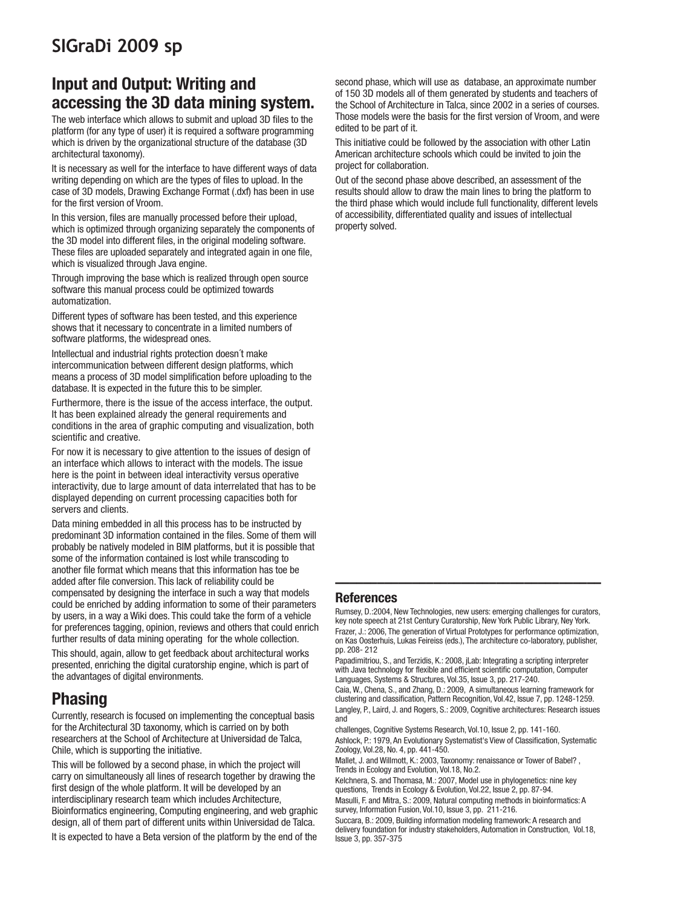## Input and Output: Writing and accessing the 3D data mining system.

The web interface which allows to submit and upload 3D files to the platform (for any type of user) it is required a software programming which is driven by the organizational structure of the database (3D architectural taxonomy).

It is necessary as well for the interface to have different ways of data writing depending on which are the types of files to upload. In the case of 3D models, Drawing Exchange Format (.dxf) has been in use for the first version of Vroom.

In this version, files are manually processed before their upload, which is optimized through organizing separately the components of the 3D model into different files, in the original modeling software. These files are uploaded separately and integrated again in one file, which is visualized through Java engine.

Through improving the base which is realized through open source software this manual process could be optimized towards automatization.

Different types of software has been tested, and this experience shows that it necessary to concentrate in a limited numbers of software platforms, the widespread ones.

Intellectual and industrial rights protection doesn´t make intercommunication between different design platforms, which means a process of 3D model simplification before uploading to the database. It is expected in the future this to be simpler.

Furthermore, there is the issue of the access interface, the output. It has been explained already the general requirements and conditions in the area of graphic computing and visualization, both scientific and creative.

For now it is necessary to give attention to the issues of design of an interface which allows to interact with the models. The issue here is the point in between ideal interactivity versus operative interactivity, due to large amount of data interrelated that has to be displayed depending on current processing capacities both for servers and clients.

Data mining embedded in all this process has to be instructed by predominant 3D information contained in the files. Some of them will probably be natively modeled in BIM platforms, but it is possible that some of the information contained is lost while transcoding to another file format which means that this information has toe be added after file conversion. This lack of reliability could be compensated by designing the interface in such a way that models could be enriched by adding information to some of their parameters by users, in a way a Wiki does. This could take the form of a vehicle for preferences tagging, opinion, reviews and others that could enrich further results of data mining operating for the whole collection.

This should, again, allow to get feedback about architectural works presented, enriching the digital curatorship engine, which is part of the advantages of digital environments.

## Phasing

Currently, research is focused on implementing the conceptual basis for the Architectural 3D taxonomy, which is carried on by both researchers at the School of Architecture at Universidad de Talca, Chile, which is supporting the initiative.

This will be followed by a second phase, in which the project will carry on simultaneously all lines of research together by drawing the first design of the whole platform. It will be developed by an interdisciplinary research team which includes Architecture, Bioinformatics engineering, Computing engineering, and web graphic design, all of them part of different units within Universidad de Talca.

It is expected to have a Beta version of the platform by the end of the second phase, which will use as database, an approximate number of 150 3D models all of them generated by students and teachers of the School of Architecture in Talca, since 2002 in a series of courses. Those models were the basis for the first version of Vroom, and were edited to be part of it.

This initiative could be followed by the association with other Latin American architecture schools which could be invited to join the project for collaboration.

Out of the second phase above described, an assessment of the results should allow to draw the main lines to bring the platform to the third phase which would include full functionality, different levels of accessibility, differentiated quality and issues of intellectual property solved.

## References

Rumsey, D.:2004, New Technologies, new users: emerging challenges for curators, key note speech at 21st Century Curatorship, New York Public Library, Ney York.

Frazer, J.: 2006, The generation of Virtual Prototypes for performance optimization, on Kas Oosterhuis, Lukas Feireiss (eds.), The architecture co-laboratory, publisher, pp. 208- 212

Papadimitriou, S., and Terzidis, K.: 2008, jLab: Integrating a scripting interpreter with Java technology for flexible and efficient scientific computation, Computer Languages, Systems & Structures, Vol.35, Issue 3, pp. 217-240.

Caia, W., Chena, S., and Zhang, D.: 2009, A simultaneous learning framework for clustering and classification, Pattern Recognition, Vol.42, Issue 7, pp. 1248-1259.

Langley, P., Laird, J. and Rogers, S.: 2009, Cognitive architectures: Research issues and

challenges, Cognitive Systems Research, Vol.10, Issue 2, pp. 141-160.

Ashlock, P.: 1979, An Evolutionary Systematist's View of Classification, Systematic Zoology, Vol.28, No. 4, pp. 441-450.

Mallet, J. and Willmott, K.: 2003, Taxonomy: renaissance or Tower of Babel? , Trends in Ecology and Evolution, Vol.18, No.2.

Kelchnera, S. and Thomasa, M.: 2007, Model use in phylogenetics: nine key questions, Trends in Ecology & Evolution, Vol.22, Issue 2, pp. 87-94.

Masulli, F. and Mitra, S.: 2009, Natural computing methods in bioinformatics: A survey, Information Fusion, Vol.10, Issue 3, pp. 211-216.

Succara, B.: 2009, Building information modeling framework: A research and delivery foundation for industry stakeholders, Automation in Construction, Vol.18, Issue 3, pp. 357-375